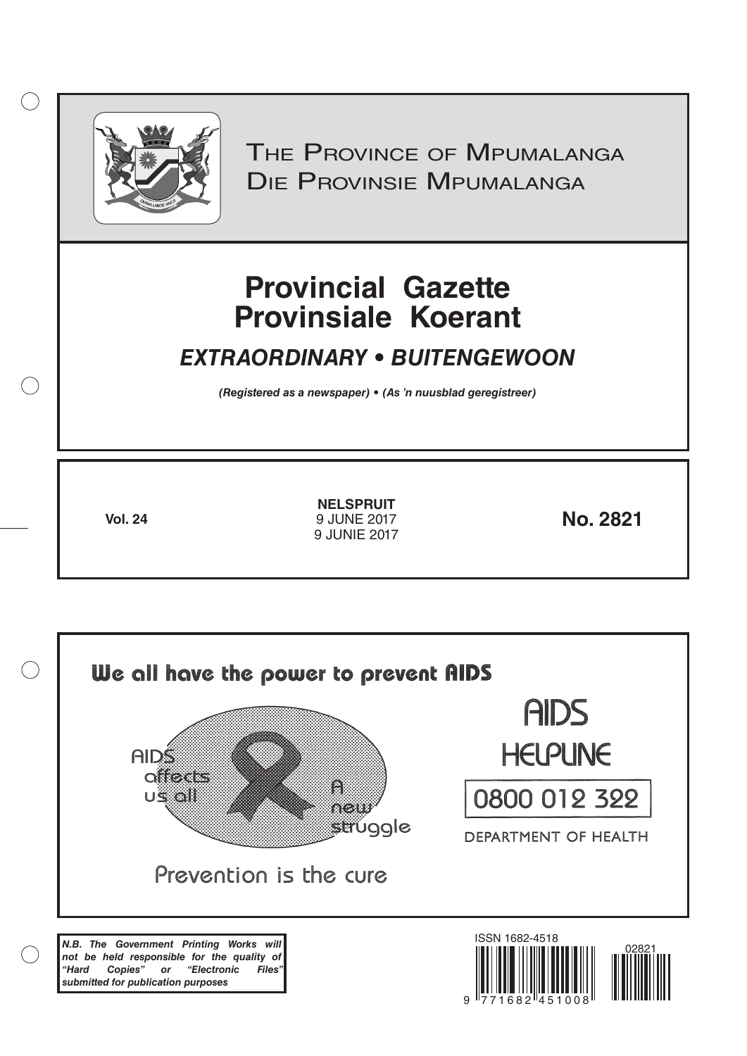# The Province of Mpumalanga
# Die Provinsie Mpumalanga

# Provincial Gazette
# Provinsiale Koerant

## *EXTRAORDINARY • BUITENGEWOON*

***(Registered as a newspaper) • (As 'n nuusblad geregistreer)***

**Vol. 24**

**NELSPRUIT**
9 JUNE 2017
9 JUNIE 2017

**No. 2821**

We all have the power to prevent AIDS

AIDS affects us all

A new struggle

Prevention is the cure

AIDS HELPLINE

0800 012 322

DEPARTMENT OF HEALTH

***N.B. The Government Printing Works will not be held responsible for the quality of "Hard Copies" or "Electronic Files" submitted for publication purposes***

ISSN 1682-4518

02821

9 771682 451008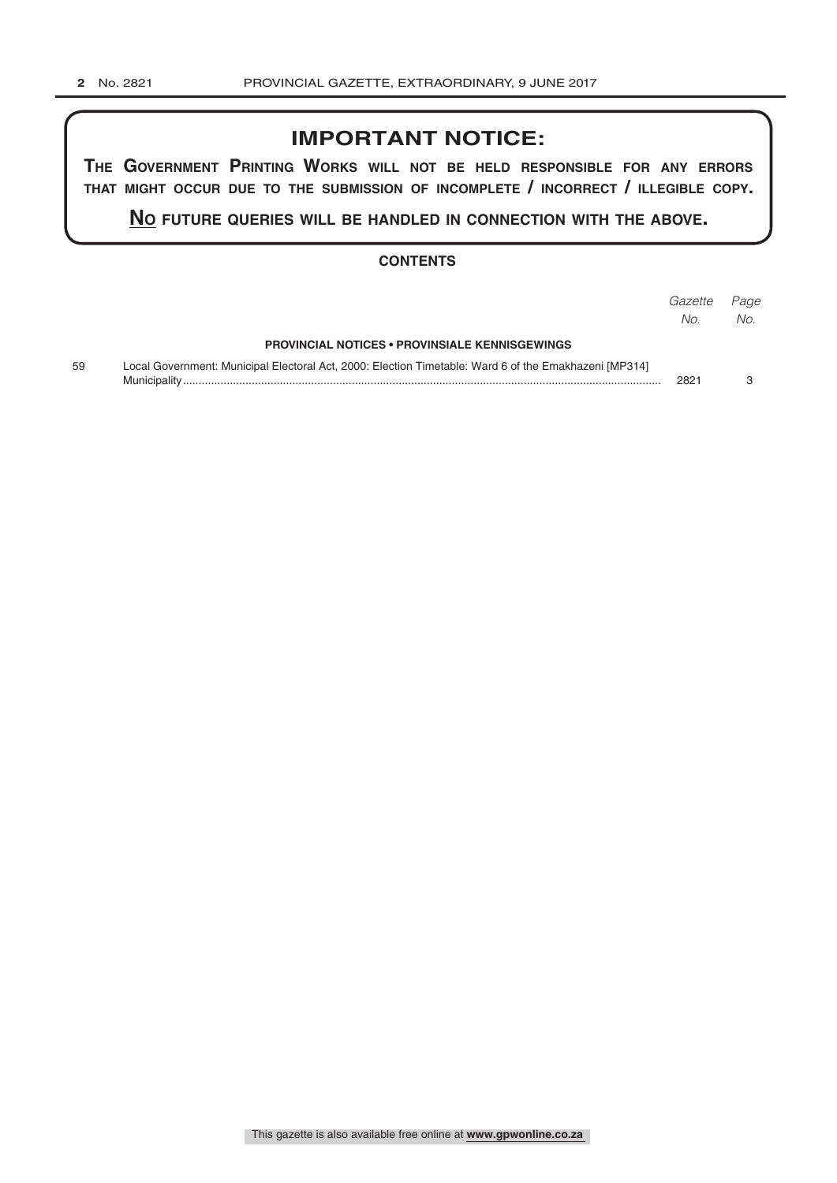## IMPORTANT NOTICE:

**The Government Printing Works will not be held responsible for any errors that might occur due to the submission of incomplete / incorrect / illegible copy.**

**No future queries will be handled in connection with the above.**

### CONTENTS

| | | Gazette No. | Page No. |
|---|---|---|---|
| | **PROVINCIAL NOTICES • PROVINSIALE KENNISGEWINGS** | | |
| 59 | Local Government: Municipal Electoral Act, 2000: Election Timetable: Ward 6 of the Emakhazeni [MP314] Municipality | 2821 | 3 |

This gazette is also available free online at **www.gpwonline.co.za**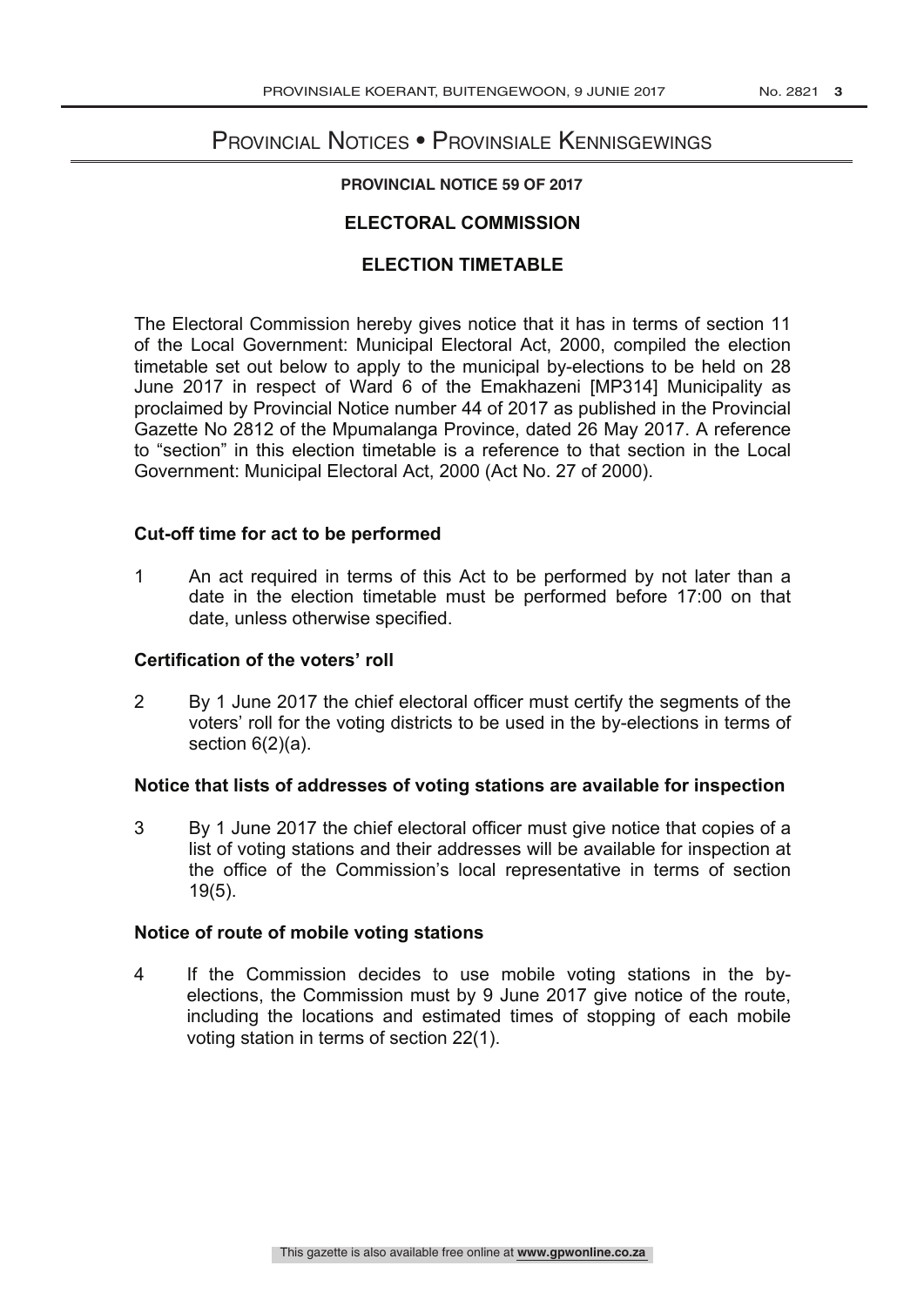# Provincial Notices • Provinsiale Kennisgewings

**PROVINCIAL NOTICE 59 OF 2017**

## ELECTORAL COMMISSION

## ELECTION TIMETABLE

The Electoral Commission hereby gives notice that it has in terms of section 11 of the Local Government: Municipal Electoral Act, 2000, compiled the election timetable set out below to apply to the municipal by-elections to be held on 28 June 2017 in respect of Ward 6 of the Emakhazeni [MP314] Municipality as proclaimed by Provincial Notice number 44 of 2017 as published in the Provincial Gazette No 2812 of the Mpumalanga Province, dated 26 May 2017. A reference to "section" in this election timetable is a reference to that section in the Local Government: Municipal Electoral Act, 2000 (Act No. 27 of 2000).

**Cut-off time for act to be performed**

1 An act required in terms of this Act to be performed by not later than a date in the election timetable must be performed before 17:00 on that date, unless otherwise specified.

**Certification of the voters' roll**

2 By 1 June 2017 the chief electoral officer must certify the segments of the voters' roll for the voting districts to be used in the by-elections in terms of section 6(2)(a).

**Notice that lists of addresses of voting stations are available for inspection**

3 By 1 June 2017 the chief electoral officer must give notice that copies of a list of voting stations and their addresses will be available for inspection at the office of the Commission's local representative in terms of section 19(5).

**Notice of route of mobile voting stations**

4 If the Commission decides to use mobile voting stations in the by-elections, the Commission must by 9 June 2017 give notice of the route, including the locations and estimated times of stopping of each mobile voting station in terms of section 22(1).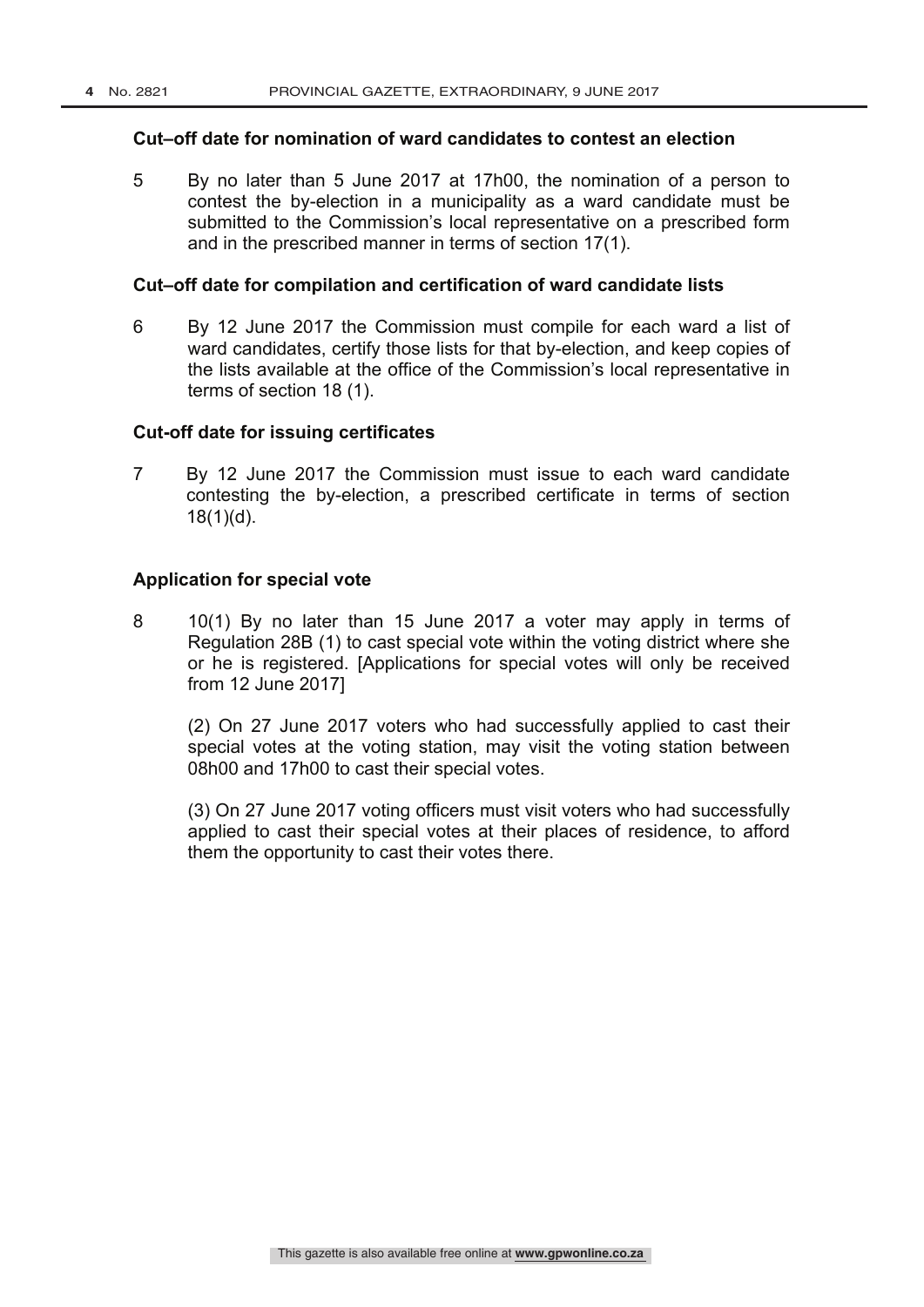### Cut–off date for nomination of ward candidates to contest an election

5 By no later than 5 June 2017 at 17h00, the nomination of a person to contest the by-election in a municipality as a ward candidate must be submitted to the Commission's local representative on a prescribed form and in the prescribed manner in terms of section 17(1).

### Cut–off date for compilation and certification of ward candidate lists

6 By 12 June 2017 the Commission must compile for each ward a list of ward candidates, certify those lists for that by-election, and keep copies of the lists available at the office of the Commission's local representative in terms of section 18 (1).

### Cut-off date for issuing certificates

7 By 12 June 2017 the Commission must issue to each ward candidate contesting the by-election, a prescribed certificate in terms of section 18(1)(d).

### Application for special vote

8 10(1) By no later than 15 June 2017 a voter may apply in terms of Regulation 28B (1) to cast special vote within the voting district where she or he is registered. [Applications for special votes will only be received from 12 June 2017]

(2) On 27 June 2017 voters who had successfully applied to cast their special votes at the voting station, may visit the voting station between 08h00 and 17h00 to cast their special votes.

(3) On 27 June 2017 voting officers must visit voters who had successfully applied to cast their special votes at their places of residence, to afford them the opportunity to cast their votes there.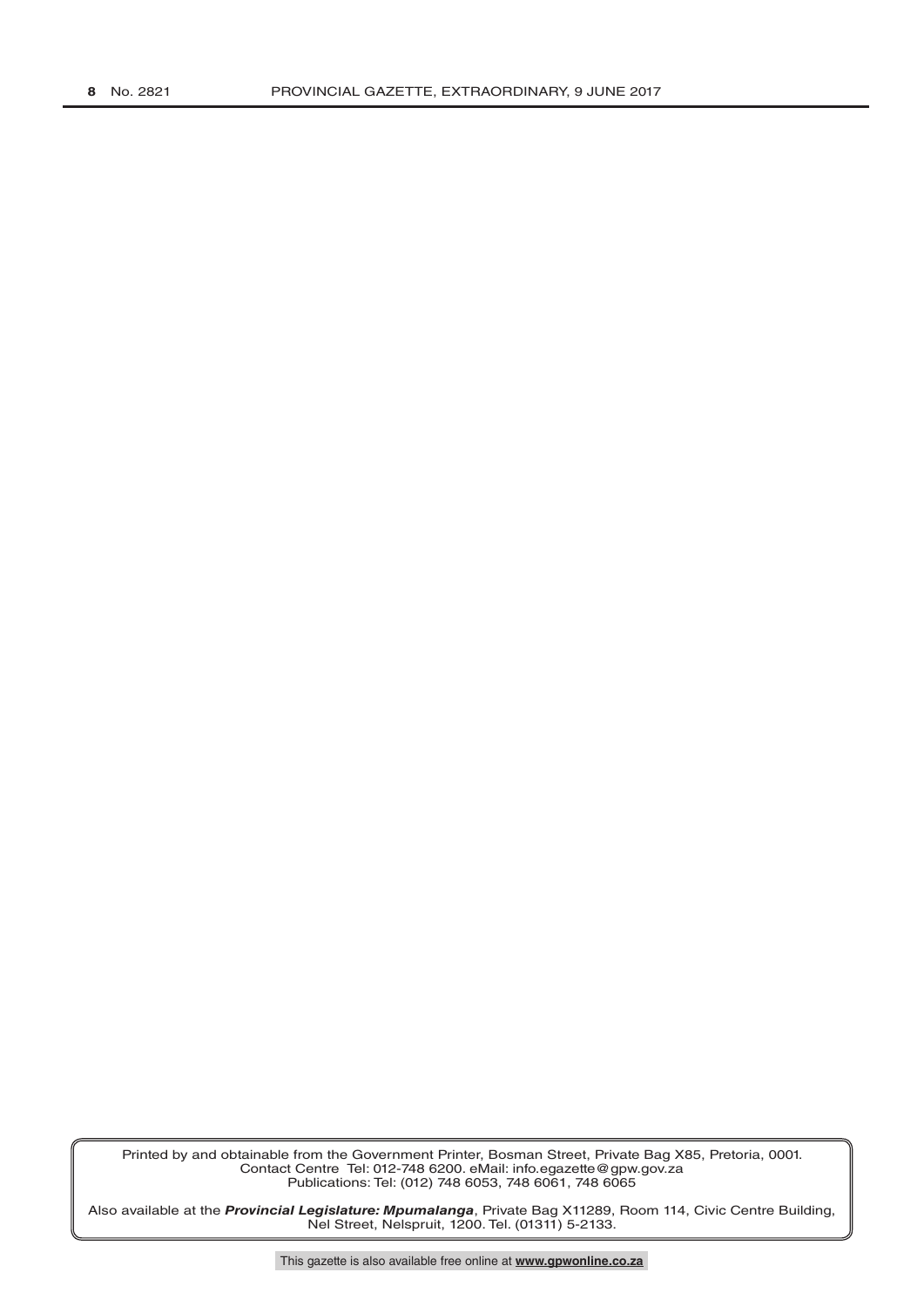Printed by and obtainable from the Government Printer, Bosman Street, Private Bag X85, Pretoria, 0001.
Contact Centre Tel: 012-748 6200. eMail: info.egazette@gpw.gov.za
Publications: Tel: (012) 748 6053, 748 6061, 748 6065

Also available at the ***Provincial Legislature: Mpumalanga***, Private Bag X11289, Room 114, Civic Centre Building, Nel Street, Nelspruit, 1200. Tel. (01311) 5-2133.

This gazette is also available free online at **www.gpwonline.co.za**